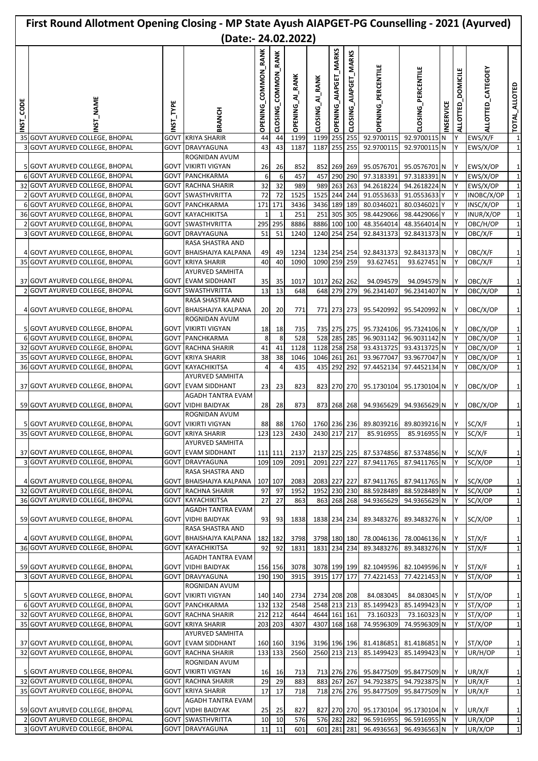# First Round Allotment Opening Closing - MP State Ayush AIAPGET-PG Counselling - 2021 (Ayurved) (Date:- 24.02.2022)

| INST_CODE | INST_NAME | INST_TYPE | BRANCH | OPENING_COMMON_RANK | CLOSING_COMMON_RANK | OPENING_AI_RANK | CLOSING_AI_RANK | OPENING_AIAPGET_MARKS | CLOSING_AIAPGET_MARKS | OPENING_PERCENTILE | CLOSING_PERCENTILE | INSERVICE | ALLOTTED_DOMICILE | ALLOTTED_CATEGOEY | TOTAL_ALLOTED |
|---|---|---|---|---|---|---|---|---|---|---|---|---|---|---|---|
| 35 | GOVT AYURVED COLLEGE, BHOPAL | GOVT | KRIYA SHARIR | 44 | 44 | 1199 | 1199 | 255 | 255 | 92.9700115 | 92.9700115 | N | Y | EWS/X/F | 1 |
| 3 | GOVT AYURVED COLLEGE, BHOPAL | GOVT | DRAVYAGUNA | 43 | 43 | 1187 | 1187 | 255 | 255 | 92.9700115 | 92.9700115 | N | Y | EWS/X/OP | 1 |
| 5 | GOVT AYURVED COLLEGE, BHOPAL | GOVT | ROGNIDAN AVUM VIKIRTI VIGYAN | 26 | 26 | 852 | 852 | 269 | 269 | 95.0576701 | 95.0576701 | N | Y | EWS/X/OP | 1 |
| 6 | GOVT AYURVED COLLEGE, BHOPAL | GOVT | PANCHKARMA | 6 | 6 | 457 | 457 | 290 | 290 | 97.3183391 | 97.3183391 | N | Y | EWS/X/OP | 1 |
| 32 | GOVT AYURVED COLLEGE, BHOPAL | GOVT | RACHNA SHARIR | 32 | 32 | 989 | 989 | 263 | 263 | 94.2618224 | 94.2618224 | N | Y | EWS/X/OP | 1 |
| 2 | GOVT AYURVED COLLEGE, BHOPAL | GOVT | SWASTHVRITTA | 72 | 72 | 1525 | 1525 | 244 | 244 | 91.0553633 | 91.0553633 | Y | Y | INOBC/X/OP | 1 |
| 6 | GOVT AYURVED COLLEGE, BHOPAL | GOVT | PANCHKARMA | 171 | 171 | 3436 | 3436 | 189 | 189 | 80.0346021 | 80.0346021 | Y | Y | INSC/X/OP | 1 |
| 36 | GOVT AYURVED COLLEGE, BHOPAL | GOVT | KAYACHIKITSA | 1 | 1 | 251 | 251 | 305 | 305 | 98.4429066 | 98.4429066 | Y | Y | INUR/X/OP | 1 |
| 2 | GOVT AYURVED COLLEGE, BHOPAL | GOVT | SWASTHVRITTA | 295 | 295 | 8886 | 8886 | 100 | 100 | 48.3564014 | 48.3564014 | N | Y | OBC/H/OP | 1 |
| 3 | GOVT AYURVED COLLEGE, BHOPAL | GOVT | DRAVYAGUNA | 51 | 51 | 1240 | 1240 | 254 | 254 | 92.8431373 | 92.8431373 | N | Y | OBC/X/F | 1 |
| 4 | GOVT AYURVED COLLEGE, BHOPAL | GOVT | RASA SHASTRA AND BHAISHAJYA KALPANA | 49 | 49 | 1234 | 1234 | 254 | 254 | 92.8431373 | 92.8431373 | N | Y | OBC/X/F | 1 |
| 35 | GOVT AYURVED COLLEGE, BHOPAL | GOVT | KRIYA SHARIR | 40 | 40 | 1090 | 1090 | 259 | 259 | 93.627451 | 93.627451 | N | Y | OBC/X/F | 1 |
| 37 | GOVT AYURVED COLLEGE, BHOPAL | GOVT | AYURVED SAMHITA EVAM SIDDHANT | 35 | 35 | 1017 | 1017 | 262 | 262 | 94.094579 | 94.094579 | N | Y | OBC/X/F | 1 |
| 2 | GOVT AYURVED COLLEGE, BHOPAL | GOVT | SWASTHVRITTA | 13 | 13 | 648 | 648 | 279 | 279 | 96.2341407 | 96.2341407 | N | Y | OBC/X/OP | 1 |
| 4 | GOVT AYURVED COLLEGE, BHOPAL | GOVT | RASA SHASTRA AND BHAISHAJYA KALPANA | 20 | 20 | 771 | 771 | 273 | 273 | 95.5420992 | 95.5420992 | N | Y | OBC/X/OP | 1 |
| 5 | GOVT AYURVED COLLEGE, BHOPAL | GOVT | ROGNIDAN AVUM VIKIRTI VIGYAN | 18 | 18 | 735 | 735 | 275 | 275 | 95.7324106 | 95.7324106 | N | Y | OBC/X/OP | 1 |
| 6 | GOVT AYURVED COLLEGE, BHOPAL | GOVT | PANCHKARMA | 8 | 8 | 528 | 528 | 285 | 285 | 96.9031142 | 96.9031142 | N | Y | OBC/X/OP | 1 |
| 32 | GOVT AYURVED COLLEGE, BHOPAL | GOVT | RACHNA SHARIR | 41 | 41 | 1128 | 1128 | 258 | 258 | 93.4313725 | 93.4313725 | N | Y | OBC/X/OP | 1 |
| 35 | GOVT AYURVED COLLEGE, BHOPAL | GOVT | KRIYA SHARIR | 38 | 38 | 1046 | 1046 | 261 | 261 | 93.9677047 | 93.9677047 | N | Y | OBC/X/OP | 1 |
| 36 | GOVT AYURVED COLLEGE, BHOPAL | GOVT | KAYACHIKITSA | 4 | 4 | 435 | 435 | 292 | 292 | 97.4452134 | 97.4452134 | N | Y | OBC/X/OP | 1 |
| 37 | GOVT AYURVED COLLEGE, BHOPAL | GOVT | AYURVED SAMHITA EVAM SIDDHANT | 23 | 23 | 823 | 823 | 270 | 270 | 95.1730104 | 95.1730104 | N | Y | OBC/X/OP | 1 |
| 59 | GOVT AYURVED COLLEGE, BHOPAL | GOVT | AGADH TANTRA EVAM VIDHI BAIDYAK | 28 | 28 | 873 | 873 | 268 | 268 | 94.9365629 | 94.9365629 | N | Y | OBC/X/OP | 1 |
| 5 | GOVT AYURVED COLLEGE, BHOPAL | GOVT | ROGNIDAN AVUM VIKIRTI VIGYAN | 88 | 88 | 1760 | 1760 | 236 | 236 | 89.8039216 | 89.8039216 | N | Y | SC/X/F | 1 |
| 35 | GOVT AYURVED COLLEGE, BHOPAL | GOVT | KRIYA SHARIR | 123 | 123 | 2430 | 2430 | 217 | 217 | 85.916955 | 85.916955 | N | Y | SC/X/F | 1 |
| 37 | GOVT AYURVED COLLEGE, BHOPAL | GOVT | AYURVED SAMHITA EVAM SIDDHANT | 111 | 111 | 2137 | 2137 | 225 | 225 | 87.5374856 | 87.5374856 | N | Y | SC/X/F | 1 |
| 3 | GOVT AYURVED COLLEGE, BHOPAL | GOVT | DRAVYAGUNA | 109 | 109 | 2091 | 2091 | 227 | 227 | 87.9411765 | 87.9411765 | N | Y | SC/X/OP | 1 |
| 4 | GOVT AYURVED COLLEGE, BHOPAL | GOVT | RASA SHASTRA AND BHAISHAJYA KALPANA | 107 | 107 | 2083 | 2083 | 227 | 227 | 87.9411765 | 87.9411765 | N | Y | SC/X/OP | 1 |
| 32 | GOVT AYURVED COLLEGE, BHOPAL | GOVT | RACHNA SHARIR | 97 | 97 | 1952 | 1952 | 230 | 230 | 88.5928489 | 88.5928489 | N | Y | SC/X/OP | 1 |
| 36 | GOVT AYURVED COLLEGE, BHOPAL | GOVT | KAYACHIKITSA | 27 | 27 | 863 | 863 | 268 | 268 | 94.9365629 | 94.9365629 | N | Y | SC/X/OP | 1 |
| 59 | GOVT AYURVED COLLEGE, BHOPAL | GOVT | AGADH TANTRA EVAM VIDHI BAIDYAK | 93 | 93 | 1838 | 1838 | 234 | 234 | 89.3483276 | 89.3483276 | N | Y | SC/X/OP | 1 |
| 4 | GOVT AYURVED COLLEGE, BHOPAL | GOVT | RASA SHASTRA AND BHAISHAJYA KALPANA | 182 | 182 | 3798 | 3798 | 180 | 180 | 78.0046136 | 78.0046136 | N | Y | ST/X/F | 1 |
| 36 | GOVT AYURVED COLLEGE, BHOPAL | GOVT | KAYACHIKITSA | 92 | 92 | 1831 | 1831 | 234 | 234 | 89.3483276 | 89.3483276 | N | Y | ST/X/F | 1 |
| 59 | GOVT AYURVED COLLEGE, BHOPAL | GOVT | AGADH TANTRA EVAM VIDHI BAIDYAK | 156 | 156 | 3078 | 3078 | 199 | 199 | 82.1049596 | 82.1049596 | N | Y | ST/X/F | 1 |
| 3 | GOVT AYURVED COLLEGE, BHOPAL | GOVT | DRAVYAGUNA | 190 | 190 | 3915 | 3915 | 177 | 177 | 77.4221453 | 77.4221453 | N | Y | ST/X/OP | 1 |
| 5 | GOVT AYURVED COLLEGE, BHOPAL | GOVT | ROGNIDAN AVUM VIKIRTI VIGYAN | 140 | 140 | 2734 | 2734 | 208 | 208 | 84.083045 | 84.083045 | N | Y | ST/X/OP | 1 |
| 6 | GOVT AYURVED COLLEGE, BHOPAL | GOVT | PANCHKARMA | 132 | 132 | 2548 | 2548 | 213 | 213 | 85.1499423 | 85.1499423 | N | Y | ST/X/OP | 1 |
| 32 | GOVT AYURVED COLLEGE, BHOPAL | GOVT | RACHNA SHARIR | 212 | 212 | 4644 | 4644 | 161 | 161 | 73.160323 | 73.160323 | N | Y | ST/X/OP | 1 |
| 35 | GOVT AYURVED COLLEGE, BHOPAL | GOVT | KRIYA SHARIR | 203 | 203 | 4307 | 4307 | 168 | 168 | 74.9596309 | 74.9596309 | N | Y | ST/X/OP | 1 |
| 37 | GOVT AYURVED COLLEGE, BHOPAL | GOVT | AYURVED SAMHITA EVAM SIDDHANT | 160 | 160 | 3196 | 3196 | 196 | 196 | 81.4186851 | 81.4186851 | N | Y | ST/X/OP | 1 |
| 32 | GOVT AYURVED COLLEGE, BHOPAL | GOVT | RACHNA SHARIR | 133 | 133 | 2560 | 2560 | 213 | 213 | 85.1499423 | 85.1499423 | N | Y | UR/H/OP | 1 |
| 5 | GOVT AYURVED COLLEGE, BHOPAL | GOVT | ROGNIDAN AVUM VIKIRTI VIGYAN | 16 | 16 | 713 | 713 | 276 | 276 | 95.8477509 | 95.8477509 | N | Y | UR/X/F | 1 |
| 32 | GOVT AYURVED COLLEGE, BHOPAL | GOVT | RACHNA SHARIR | 29 | 29 | 883 | 883 | 267 | 267 | 94.7923875 | 94.7923875 | N | Y | UR/X/F | 1 |
| 35 | GOVT AYURVED COLLEGE, BHOPAL | GOVT | KRIYA SHARIR | 17 | 17 | 718 | 718 | 276 | 276 | 95.8477509 | 95.8477509 | N | Y | UR/X/F | 1 |
| 59 | GOVT AYURVED COLLEGE, BHOPAL | GOVT | AGADH TANTRA EVAM VIDHI BAIDYAK | 25 | 25 | 827 | 827 | 270 | 270 | 95.1730104 | 95.1730104 | N | Y | UR/X/F | 1 |
| 2 | GOVT AYURVED COLLEGE, BHOPAL | GOVT | SWASTHVRITTA | 10 | 10 | 576 | 576 | 282 | 282 | 96.5916955 | 96.5916955 | N | Y | UR/X/OP | 1 |
| 3 | GOVT AYURVED COLLEGE, BHOPAL | GOVT | DRAVYAGUNA | 11 | 11 | 601 | 601 | 281 | 281 | 96.4936563 | 96.4936563 | N | Y | UR/X/OP | 1 |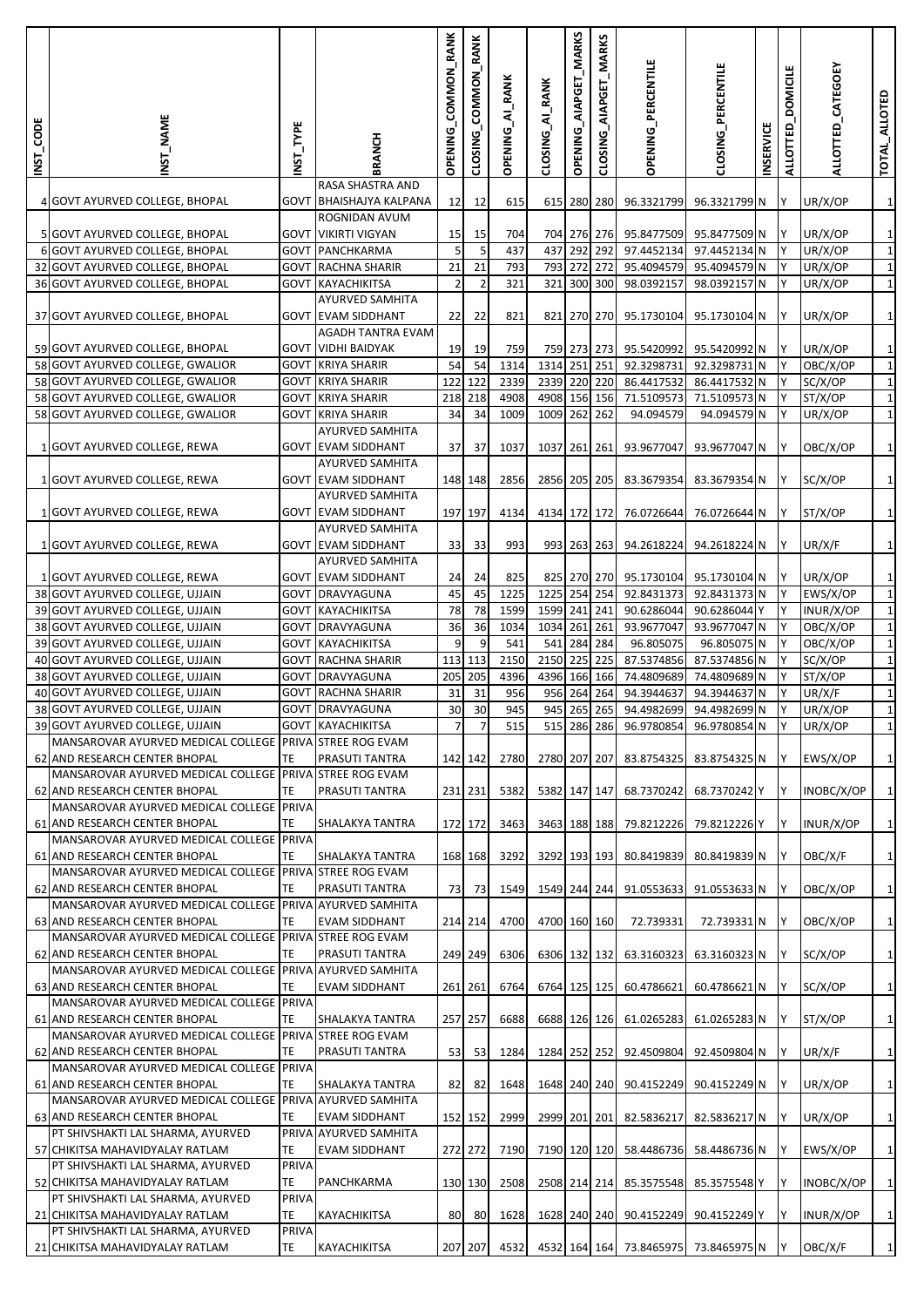| INST_CODE | INST_NAME | INST_TYPE | BRANCH | OPENING_COMMON_RANK | CLOSING_COMMON_RANK | OPENING_AI_RANK | CLOSING_AI_RANK | OPENING_AIAPGET_MARKS | CLOSING_AIAPGET_MARKS | OPENING_PERCENTILE | CLOSING_PERCENTILE | INSERVICE | ALLOTTED_DOMICILE | ALLOTTED_CATEGOEY | TOTAL_ALLOTED |
|---|---|---|---|---|---|---|---|---|---|---|---|---|---|---|---|
| 4 | GOVT AYURVED COLLEGE, BHOPAL | GOVT | RASA SHASTRA AND BHAISHAJYA KALPANA | 12 | 12 | 615 | 615 | 280 | 280 | 96.3321799 | 96.3321799 | N | Y | UR/X/OP | 1 |
| 5 | GOVT AYURVED COLLEGE, BHOPAL | GOVT | ROGNIDAN AVUM VIKIRTI VIGYAN | 15 | 15 | 704 | 704 | 276 | 276 | 95.8477509 | 95.8477509 | N | Y | UR/X/OP | 1 |
| 6 | GOVT AYURVED COLLEGE, BHOPAL | GOVT | PANCHKARMA | 5 | 5 | 437 | 437 | 292 | 292 | 97.4452134 | 97.4452134 | N | Y | UR/X/OP | 1 |
| 32 | GOVT AYURVED COLLEGE, BHOPAL | GOVT | RACHNA SHARIR | 21 | 21 | 793 | 793 | 272 | 272 | 95.4094579 | 95.4094579 | N | Y | UR/X/OP | 1 |
| 36 | GOVT AYURVED COLLEGE, BHOPAL | GOVT | KAYACHIKITSA | 2 | 2 | 321 | 321 | 300 | 300 | 98.0392157 | 98.0392157 | N | Y | UR/X/OP | 1 |
| 37 | GOVT AYURVED COLLEGE, BHOPAL | GOVT | AYURVED SAMHITA EVAM SIDDHANT | 22 | 22 | 821 | 821 | 270 | 270 | 95.1730104 | 95.1730104 | N | Y | UR/X/OP | 1 |
| 59 | GOVT AYURVED COLLEGE, BHOPAL | GOVT | AGADH TANTRA EVAM VIDHI BAIDYAK | 19 | 19 | 759 | 759 | 273 | 273 | 95.5420992 | 95.5420992 | N | Y | UR/X/OP | 1 |
| 58 | GOVT AYURVED COLLEGE, GWALIOR | GOVT | KRIYA SHARIR | 54 | 54 | 1314 | 1314 | 251 | 251 | 92.3298731 | 92.3298731 | N | Y | OBC/X/OP | 1 |
| 58 | GOVT AYURVED COLLEGE, GWALIOR | GOVT | KRIYA SHARIR | 122 | 122 | 2339 | 2339 | 220 | 220 | 86.4417532 | 86.4417532 | N | Y | SC/X/OP | 1 |
| 58 | GOVT AYURVED COLLEGE, GWALIOR | GOVT | KRIYA SHARIR | 218 | 218 | 4908 | 4908 | 156 | 156 | 71.5109573 | 71.5109573 | N | Y | ST/X/OP | 1 |
| 58 | GOVT AYURVED COLLEGE, GWALIOR | GOVT | KRIYA SHARIR | 34 | 34 | 1009 | 1009 | 262 | 262 | 94.094579 | 94.094579 | N | Y | UR/X/OP | 1 |
| 1 | GOVT AYURVED COLLEGE, REWA | GOVT | AYURVED SAMHITA EVAM SIDDHANT | 37 | 37 | 1037 | 1037 | 261 | 261 | 93.9677047 | 93.9677047 | N | Y | OBC/X/OP | 1 |
| 1 | GOVT AYURVED COLLEGE, REWA | GOVT | AYURVED SAMHITA EVAM SIDDHANT | 148 | 148 | 2856 | 2856 | 205 | 205 | 83.3679354 | 83.3679354 | N | Y | SC/X/OP | 1 |
| 1 | GOVT AYURVED COLLEGE, REWA | GOVT | AYURVED SAMHITA EVAM SIDDHANT | 197 | 197 | 4134 | 4134 | 172 | 172 | 76.0726644 | 76.0726644 | N | Y | ST/X/OP | 1 |
| 1 | GOVT AYURVED COLLEGE, REWA | GOVT | AYURVED SAMHITA EVAM SIDDHANT | 33 | 33 | 993 | 993 | 263 | 263 | 94.2618224 | 94.2618224 | N | Y | UR/X/F | 1 |
| 1 | GOVT AYURVED COLLEGE, REWA | GOVT | AYURVED SAMHITA EVAM SIDDHANT | 24 | 24 | 825 | 825 | 270 | 270 | 95.1730104 | 95.1730104 | N | Y | UR/X/OP | 1 |
| 38 | GOVT AYURVED COLLEGE, UJJAIN | GOVT | DRAVYAGUNA | 45 | 45 | 1225 | 1225 | 254 | 254 | 92.8431373 | 92.8431373 | N | Y | EWS/X/OP | 1 |
| 39 | GOVT AYURVED COLLEGE, UJJAIN | GOVT | KAYACHIKITSA | 78 | 78 | 1599 | 1599 | 241 | 241 | 90.6286044 | 90.6286044 | Y | Y | INUR/X/OP | 1 |
| 38 | GOVT AYURVED COLLEGE, UJJAIN | GOVT | DRAVYAGUNA | 36 | 36 | 1034 | 1034 | 261 | 261 | 93.9677047 | 93.9677047 | N | Y | OBC/X/OP | 1 |
| 39 | GOVT AYURVED COLLEGE, UJJAIN | GOVT | KAYACHIKITSA | 9 | 9 | 541 | 541 | 284 | 284 | 96.805075 | 96.805075 | N | Y | OBC/X/OP | 1 |
| 40 | GOVT AYURVED COLLEGE, UJJAIN | GOVT | RACHNA SHARIR | 113 | 113 | 2150 | 2150 | 225 | 225 | 87.5374856 | 87.5374856 | N | Y | SC/X/OP | 1 |
| 38 | GOVT AYURVED COLLEGE, UJJAIN | GOVT | DRAVYAGUNA | 205 | 205 | 4396 | 4396 | 166 | 166 | 74.4809689 | 74.4809689 | N | Y | ST/X/OP | 1 |
| 40 | GOVT AYURVED COLLEGE, UJJAIN | GOVT | RACHNA SHARIR | 31 | 31 | 956 | 956 | 264 | 264 | 94.3944637 | 94.3944637 | N | Y | UR/X/F | 1 |
| 38 | GOVT AYURVED COLLEGE, UJJAIN | GOVT | DRAVYAGUNA | 30 | 30 | 945 | 945 | 265 | 265 | 94.4982699 | 94.4982699 | N | Y | UR/X/OP | 1 |
| 39 | GOVT AYURVED COLLEGE, UJJAIN | GOVT | KAYACHIKITSA | 7 | 7 | 515 | 515 | 286 | 286 | 96.9780854 | 96.9780854 | N | Y | UR/X/OP | 1 |
| 62 | MANSAROVAR AYURVED MEDICAL COLLEGE AND RESEARCH CENTER BHOPAL | PRIVATE | STREE ROG EVAM PRASUTI TANTRA | 142 | 142 | 2780 | 2780 | 207 | 207 | 83.8754325 | 83.8754325 | N | Y | EWS/X/OP | 1 |
| 62 | MANSAROVAR AYURVED MEDICAL COLLEGE AND RESEARCH CENTER BHOPAL | PRIVATE | STREE ROG EVAM PRASUTI TANTRA | 231 | 231 | 5382 | 5382 | 147 | 147 | 68.7370242 | 68.7370242 | Y | Y | INOBC/X/OP | 1 |
| 61 | MANSAROVAR AYURVED MEDICAL COLLEGE AND RESEARCH CENTER BHOPAL | PRIVATE | SHALAKYA TANTRA | 172 | 172 | 3463 | 3463 | 188 | 188 | 79.8212226 | 79.8212226 | Y | Y | INUR/X/OP | 1 |
| 61 | MANSAROVAR AYURVED MEDICAL COLLEGE AND RESEARCH CENTER BHOPAL | PRIVATE | SHALAKYA TANTRA | 168 | 168 | 3292 | 3292 | 193 | 193 | 80.8419839 | 80.8419839 | N | Y | OBC/X/F | 1 |
| 62 | MANSAROVAR AYURVED MEDICAL COLLEGE AND RESEARCH CENTER BHOPAL | PRIVATE | STREE ROG EVAM PRASUTI TANTRA | 73 | 73 | 1549 | 1549 | 244 | 244 | 91.0553633 | 91.0553633 | N | Y | OBC/X/OP | 1 |
| 63 | MANSAROVAR AYURVED MEDICAL COLLEGE AND RESEARCH CENTER BHOPAL | PRIVATE | AYURVED SAMHITA EVAM SIDDHANT | 214 | 214 | 4700 | 4700 | 160 | 160 | 72.739331 | 72.739331 | N | Y | OBC/X/OP | 1 |
| 62 | MANSAROVAR AYURVED MEDICAL COLLEGE AND RESEARCH CENTER BHOPAL | PRIVATE | STREE ROG EVAM PRASUTI TANTRA | 249 | 249 | 6306 | 6306 | 132 | 132 | 63.3160323 | 63.3160323 | N | Y | SC/X/OP | 1 |
| 63 | MANSAROVAR AYURVED MEDICAL COLLEGE AND RESEARCH CENTER BHOPAL | PRIVATE | AYURVED SAMHITA EVAM SIDDHANT | 261 | 261 | 6764 | 6764 | 125 | 125 | 60.4786621 | 60.4786621 | N | Y | SC/X/OP | 1 |
| 61 | MANSAROVAR AYURVED MEDICAL COLLEGE AND RESEARCH CENTER BHOPAL | PRIVATE | SHALAKYA TANTRA | 257 | 257 | 6688 | 6688 | 126 | 126 | 61.0265283 | 61.0265283 | N | Y | ST/X/OP | 1 |
| 62 | MANSAROVAR AYURVED MEDICAL COLLEGE AND RESEARCH CENTER BHOPAL | PRIVATE | STREE ROG EVAM PRASUTI TANTRA | 53 | 53 | 1284 | 1284 | 252 | 252 | 92.4509804 | 92.4509804 | N | Y | UR/X/F | 1 |
| 61 | MANSAROVAR AYURVED MEDICAL COLLEGE AND RESEARCH CENTER BHOPAL | PRIVATE | SHALAKYA TANTRA | 82 | 82 | 1648 | 1648 | 240 | 240 | 90.4152249 | 90.4152249 | N | Y | UR/X/OP | 1 |
| 63 | MANSAROVAR AYURVED MEDICAL COLLEGE AND RESEARCH CENTER BHOPAL | PRIVATE | AYURVED SAMHITA EVAM SIDDHANT | 152 | 152 | 2999 | 2999 | 201 | 201 | 82.5836217 | 82.5836217 | N | Y | UR/X/OP | 1 |
| 57 | PT SHIVSHAKTI LAL SHARMA, AYURVED CHIKITSA MAHAVIDYALAY RATLAM | PRIVATE | AYURVED SAMHITA EVAM SIDDHANT | 272 | 272 | 7190 | 7190 | 120 | 120 | 58.4486736 | 58.4486736 | N | Y | EWS/X/OP | 1 |
| 52 | PT SHIVSHAKTI LAL SHARMA, AYURVED CHIKITSA MAHAVIDYALAY RATLAM | PRIVATE | PANCHKARMA | 130 | 130 | 2508 | 2508 | 214 | 214 | 85.3575548 | 85.3575548 | Y | Y | INOBC/X/OP | 1 |
| 21 | PT SHIVSHAKTI LAL SHARMA, AYURVED CHIKITSA MAHAVIDYALAY RATLAM | PRIVATE | KAYACHIKITSA | 80 | 80 | 1628 | 1628 | 240 | 240 | 90.4152249 | 90.4152249 | Y | Y | INUR/X/OP | 1 |
| 21 | PT SHIVSHAKTI LAL SHARMA, AYURVED CHIKITSA MAHAVIDYALAY RATLAM | PRIVATE | KAYACHIKITSA | 207 | 207 | 4532 | 4532 | 164 | 164 | 73.8465975 | 73.8465975 | N | Y | OBC/X/F | 1 |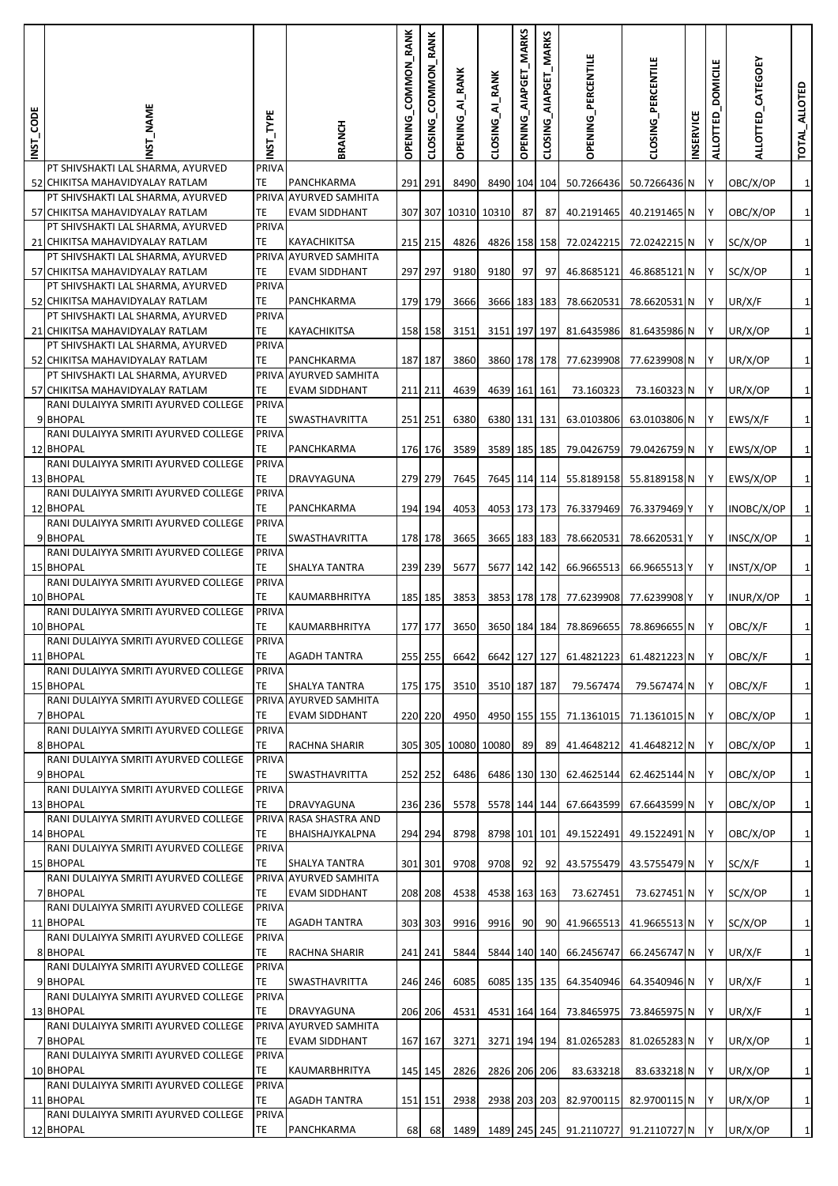| INST_CODE | INST_NAME | INST_TYPE | BRANCH | OPENING_COMMON_RANK | CLOSING_COMMON_RANK | OPENING_AI_RANK | CLOSING_AI_RANK | OPENING_AIAPGET_MARKS | CLOSING_AIAPGET_MARKS | OPENING_PERCENTILE | CLOSING_PERCENTILE | INSERVICE | ALLOTTED_DOMICILE | ALLOTTED_CATEGOEY | TOTAL_ALLOTED |
|---|---|---|---|---|---|---|---|---|---|---|---|---|---|---|---|
| 52 | PT SHIVSHAKTI LAL SHARMA, AYURVED CHIKITSA MAHAVIDYALAY RATLAM | PRIVATE | PANCHKARMA | 291 | 291 | 8490 | 8490 | 104 | 104 | 50.7266436 | 50.7266436 | N | Y | OBC/X/OP | 1 |
| 57 | PT SHIVSHAKTI LAL SHARMA, AYURVED CHIKITSA MAHAVIDYALAY RATLAM | PRIVATE | AYURVED SAMHITA EVAM SIDDHANT | 307 | 307 | 10310 | 10310 | 87 | 87 | 40.2191465 | 40.2191465 | N | Y | OBC/X/OP | 1 |
| 21 | PT SHIVSHAKTI LAL SHARMA, AYURVED CHIKITSA MAHAVIDYALAY RATLAM | PRIVATE | KAYACHIKITSA | 215 | 215 | 4826 | 4826 | 158 | 158 | 72.0242215 | 72.0242215 | N | Y | SC/X/OP | 1 |
| 57 | PT SHIVSHAKTI LAL SHARMA, AYURVED CHIKITSA MAHAVIDYALAY RATLAM | PRIVATE | AYURVED SAMHITA EVAM SIDDHANT | 297 | 297 | 9180 | 9180 | 97 | 97 | 46.8685121 | 46.8685121 | N | Y | SC/X/OP | 1 |
| 52 | PT SHIVSHAKTI LAL SHARMA, AYURVED CHIKITSA MAHAVIDYALAY RATLAM | PRIVATE | PANCHKARMA | 179 | 179 | 3666 | 3666 | 183 | 183 | 78.6620531 | 78.6620531 | N | Y | UR/X/F | 1 |
| 21 | PT SHIVSHAKTI LAL SHARMA, AYURVED CHIKITSA MAHAVIDYALAY RATLAM | PRIVATE | KAYACHIKITSA | 158 | 158 | 3151 | 3151 | 197 | 197 | 81.6435986 | 81.6435986 | N | Y | UR/X/OP | 1 |
| 52 | PT SHIVSHAKTI LAL SHARMA, AYURVED CHIKITSA MAHAVIDYALAY RATLAM | PRIVATE | PANCHKARMA | 187 | 187 | 3860 | 3860 | 178 | 178 | 77.6239908 | 77.6239908 | N | Y | UR/X/OP | 1 |
| 57 | PT SHIVSHAKTI LAL SHARMA, AYURVED CHIKITSA MAHAVIDYALAY RATLAM | PRIVATE | AYURVED SAMHITA EVAM SIDDHANT | 211 | 211 | 4639 | 4639 | 161 | 161 | 73.160323 | 73.160323 | N | Y | UR/X/OP | 1 |
| 9 | RANI DULAIYYA SMRITI AYURVED COLLEGE BHOPAL | PRIVATE | SWASTHAVRITTA | 251 | 251 | 6380 | 6380 | 131 | 131 | 63.0103806 | 63.0103806 | N | Y | EWS/X/F | 1 |
| 12 | RANI DULAIYYA SMRITI AYURVED COLLEGE BHOPAL | PRIVATE | PANCHKARMA | 176 | 176 | 3589 | 3589 | 185 | 185 | 79.0426759 | 79.0426759 | N | Y | EWS/X/OP | 1 |
| 13 | RANI DULAIYYA SMRITI AYURVED COLLEGE BHOPAL | PRIVATE | DRAVYAGUNA | 279 | 279 | 7645 | 7645 | 114 | 114 | 55.8189158 | 55.8189158 | N | Y | EWS/X/OP | 1 |
| 12 | RANI DULAIYYA SMRITI AYURVED COLLEGE BHOPAL | PRIVATE | PANCHKARMA | 194 | 194 | 4053 | 4053 | 173 | 173 | 76.3379469 | 76.3379469 | Y | Y | INOBC/X/OP | 1 |
| 9 | RANI DULAIYYA SMRITI AYURVED COLLEGE BHOPAL | PRIVATE | SWASTHAVRITTA | 178 | 178 | 3665 | 3665 | 183 | 183 | 78.6620531 | 78.6620531 | Y | Y | INSC/X/OP | 1 |
| 15 | RANI DULAIYYA SMRITI AYURVED COLLEGE BHOPAL | PRIVATE | SHALYA TANTRA | 239 | 239 | 5677 | 5677 | 142 | 142 | 66.9665513 | 66.9665513 | Y | Y | INST/X/OP | 1 |
| 10 | RANI DULAIYYA SMRITI AYURVED COLLEGE BHOPAL | PRIVATE | KAUMARBHRITYA | 185 | 185 | 3853 | 3853 | 178 | 178 | 77.6239908 | 77.6239908 | Y | Y | INUR/X/OP | 1 |
| 10 | RANI DULAIYYA SMRITI AYURVED COLLEGE BHOPAL | PRIVATE | KAUMARBHRITYA | 177 | 177 | 3650 | 3650 | 184 | 184 | 78.8696655 | 78.8696655 | N | Y | OBC/X/F | 1 |
| 11 | RANI DULAIYYA SMRITI AYURVED COLLEGE BHOPAL | PRIVATE | AGADH TANTRA | 255 | 255 | 6642 | 6642 | 127 | 127 | 61.4821223 | 61.4821223 | N | Y | OBC/X/F | 1 |
| 15 | RANI DULAIYYA SMRITI AYURVED COLLEGE BHOPAL | PRIVATE | SHALYA TANTRA | 175 | 175 | 3510 | 3510 | 187 | 187 | 79.567474 | 79.567474 | N | Y | OBC/X/F | 1 |
| 7 | RANI DULAIYYA SMRITI AYURVED COLLEGE BHOPAL | PRIVATE | AYURVED SAMHITA EVAM SIDDHANT | 220 | 220 | 4950 | 4950 | 155 | 155 | 71.1361015 | 71.1361015 | N | Y | OBC/X/OP | 1 |
| 8 | RANI DULAIYYA SMRITI AYURVED COLLEGE BHOPAL | PRIVATE | RACHNA SHARIR | 305 | 305 | 10080 | 10080 | 89 | 89 | 41.4648212 | 41.4648212 | N | Y | OBC/X/OP | 1 |
| 9 | RANI DULAIYYA SMRITI AYURVED COLLEGE BHOPAL | PRIVATE | SWASTHAVRITTA | 252 | 252 | 6486 | 6486 | 130 | 130 | 62.4625144 | 62.4625144 | N | Y | OBC/X/OP | 1 |
| 13 | RANI DULAIYYA SMRITI AYURVED COLLEGE BHOPAL | PRIVATE | DRAVYAGUNA | 236 | 236 | 5578 | 5578 | 144 | 144 | 67.6643599 | 67.6643599 | N | Y | OBC/X/OP | 1 |
| 14 | RANI DULAIYYA SMRITI AYURVED COLLEGE BHOPAL | PRIVATE | RASA SHASTRA AND BHAISHAJYKALPNA | 294 | 294 | 8798 | 8798 | 101 | 101 | 49.1522491 | 49.1522491 | N | Y | OBC/X/OP | 1 |
| 15 | RANI DULAIYYA SMRITI AYURVED COLLEGE BHOPAL | PRIVATE | SHALYA TANTRA | 301 | 301 | 9708 | 9708 | 92 | 92 | 43.5755479 | 43.5755479 | N | Y | SC/X/F | 1 |
| 7 | RANI DULAIYYA SMRITI AYURVED COLLEGE BHOPAL | PRIVATE | AYURVED SAMHITA EVAM SIDDHANT | 208 | 208 | 4538 | 4538 | 163 | 163 | 73.627451 | 73.627451 | N | Y | SC/X/OP | 1 |
| 11 | RANI DULAIYYA SMRITI AYURVED COLLEGE BHOPAL | PRIVATE | AGADH TANTRA | 303 | 303 | 9916 | 9916 | 90 | 90 | 41.9665513 | 41.9665513 | N | Y | SC/X/OP | 1 |
| 8 | RANI DULAIYYA SMRITI AYURVED COLLEGE BHOPAL | PRIVATE | RACHNA SHARIR | 241 | 241 | 5844 | 5844 | 140 | 140 | 66.2456747 | 66.2456747 | N | Y | UR/X/F | 1 |
| 9 | RANI DULAIYYA SMRITI AYURVED COLLEGE BHOPAL | PRIVATE | SWASTHAVRITTA | 246 | 246 | 6085 | 6085 | 135 | 135 | 64.3540946 | 64.3540946 | N | Y | UR/X/F | 1 |
| 13 | RANI DULAIYYA SMRITI AYURVED COLLEGE BHOPAL | PRIVATE | DRAVYAGUNA | 206 | 206 | 4531 | 4531 | 164 | 164 | 73.8465975 | 73.8465975 | N | Y | UR/X/F | 1 |
| 7 | RANI DULAIYYA SMRITI AYURVED COLLEGE BHOPAL | PRIVATE | AYURVED SAMHITA EVAM SIDDHANT | 167 | 167 | 3271 | 3271 | 194 | 194 | 81.0265283 | 81.0265283 | N | Y | UR/X/OP | 1 |
| 10 | RANI DULAIYYA SMRITI AYURVED COLLEGE BHOPAL | PRIVATE | KAUMARBHRITYA | 145 | 145 | 2826 | 2826 | 206 | 206 | 83.633218 | 83.633218 | N | Y | UR/X/OP | 1 |
| 11 | RANI DULAIYYA SMRITI AYURVED COLLEGE BHOPAL | PRIVATE | AGADH TANTRA | 151 | 151 | 2938 | 2938 | 203 | 203 | 82.9700115 | 82.9700115 | N | Y | UR/X/OP | 1 |
| 12 | RANI DULAIYYA SMRITI AYURVED COLLEGE BHOPAL | PRIVATE | PANCHKARMA | 68 | 68 | 1489 | 1489 | 245 | 245 | 91.2110727 | 91.2110727 | N | Y | UR/X/OP | 1 |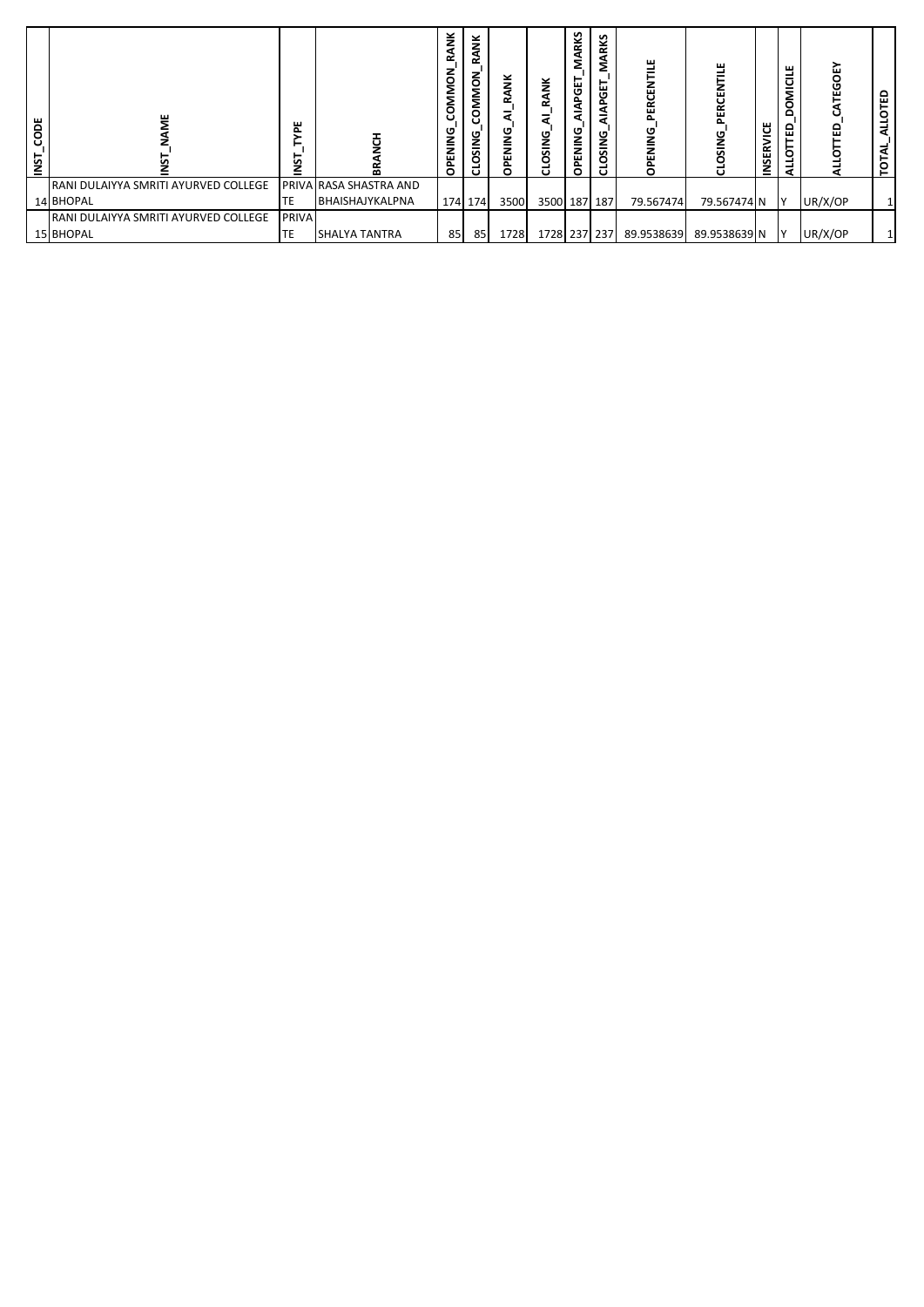| INST_CODE | INST_NAME | INST_TYPE | BRANCH | OPENING_COMMON_RANK | CLOSING_COMMON_RANK | OPENING_AI_RANK | CLOSING_AI_RANK | OPENING_AIAPGET_MARKS | CLOSING_AIAPGET_MARKS | OPENING_PERCENTILE | CLOSING_PERCENTILE | INSERVICE | ALLOTTED_DOMICILE | ALLOTTED_CATEGOEY | TOTAL_ALLOTED |
|---|---|---|---|---|---|---|---|---|---|---|---|---|---|---|---|
| 14 | RANI DULAIYYA SMRITI AYURVED COLLEGE BHOPAL | PRIVATE | RASA SHASTRA AND BHAISHAJYKALPNA | 174 | 174 | 3500 | 3500 | 187 | 187 | 79.567474 | 79.567474 | N | Y | UR/X/OP | 1 |
| 15 | RANI DULAIYYA SMRITI AYURVED COLLEGE BHOPAL | PRIVATE | SHALYA TANTRA | 85 | 85 | 1728 | 1728 | 237 | 237 | 89.9538639 | 89.9538639 | N | Y | UR/X/OP | 1 |